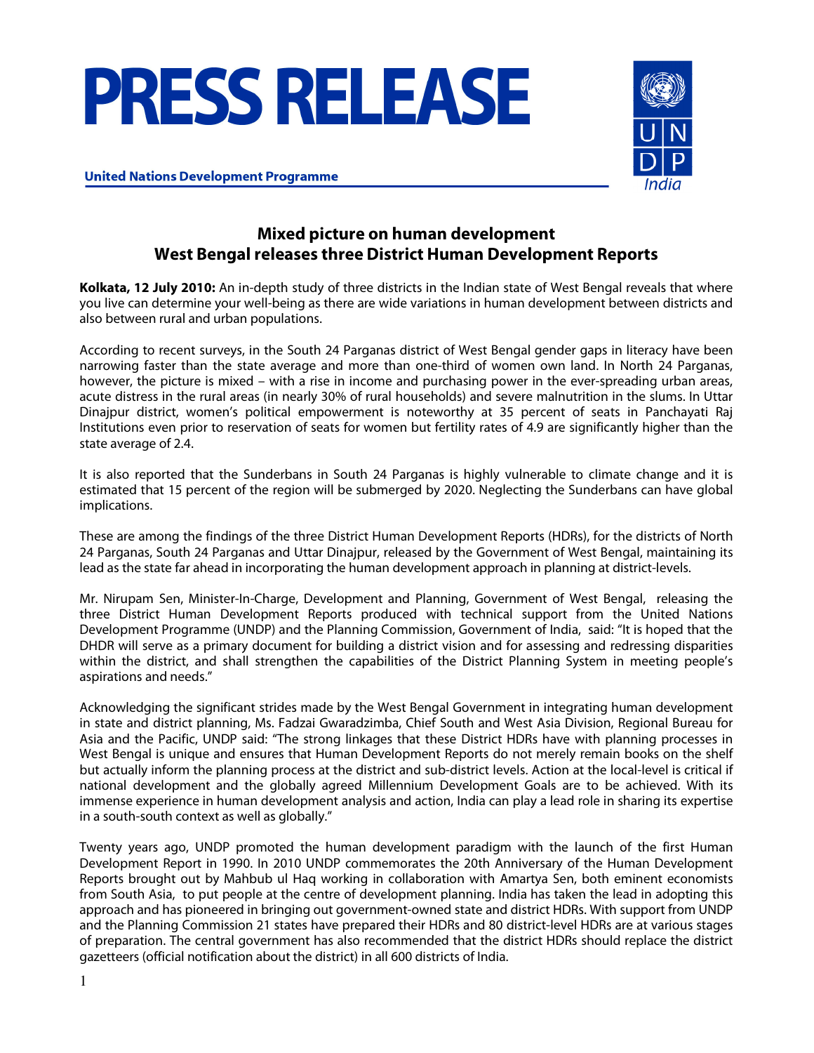# PRESS RELEASE

**United Nations Development Programme**

## Mixed picture on human development
## West Bengal releases three District Human Development Reports

**Kolkata, 12 July 2010:** An in-depth study of three districts in the Indian state of West Bengal reveals that where you live can determine your well-being as there are wide variations in human development between districts and also between rural and urban populations.

According to recent surveys, in the South 24 Parganas district of West Bengal gender gaps in literacy have been narrowing faster than the state average and more than one-third of women own land. In North 24 Parganas, however, the picture is mixed – with a rise in income and purchasing power in the ever-spreading urban areas, acute distress in the rural areas (in nearly 30% of rural households) and severe malnutrition in the slums. In Uttar Dinajpur district, women's political empowerment is noteworthy at 35 percent of seats in Panchayati Raj Institutions even prior to reservation of seats for women but fertility rates of 4.9 are significantly higher than the state average of 2.4.

It is also reported that the Sunderbans in South 24 Parganas is highly vulnerable to climate change and it is estimated that 15 percent of the region will be submerged by 2020. Neglecting the Sunderbans can have global implications.

These are among the findings of the three District Human Development Reports (HDRs), for the districts of North 24 Parganas, South 24 Parganas and Uttar Dinajpur, released by the Government of West Bengal, maintaining its lead as the state far ahead in incorporating the human development approach in planning at district-levels.

Mr. Nirupam Sen, Minister-In-Charge, Development and Planning, Government of West Bengal, releasing the three District Human Development Reports produced with technical support from the United Nations Development Programme (UNDP) and the Planning Commission, Government of India, said: "It is hoped that the DHDR will serve as a primary document for building a district vision and for assessing and redressing disparities within the district, and shall strengthen the capabilities of the District Planning System in meeting people's aspirations and needs."

Acknowledging the significant strides made by the West Bengal Government in integrating human development in state and district planning, Ms. Fadzai Gwaradzimba, Chief South and West Asia Division, Regional Bureau for Asia and the Pacific, UNDP said: "The strong linkages that these District HDRs have with planning processes in West Bengal is unique and ensures that Human Development Reports do not merely remain books on the shelf but actually inform the planning process at the district and sub-district levels. Action at the local-level is critical if national development and the globally agreed Millennium Development Goals are to be achieved. With its immense experience in human development analysis and action, India can play a lead role in sharing its expertise in a south-south context as well as globally."

Twenty years ago, UNDP promoted the human development paradigm with the launch of the first Human Development Report in 1990. In 2010 UNDP commemorates the 20th Anniversary of the Human Development Reports brought out by Mahbub ul Haq working in collaboration with Amartya Sen, both eminent economists from South Asia, to put people at the centre of development planning. India has taken the lead in adopting this approach and has pioneered in bringing out government-owned state and district HDRs. With support from UNDP and the Planning Commission 21 states have prepared their HDRs and 80 district-level HDRs are at various stages of preparation. The central government has also recommended that the district HDRs should replace the district gazetteers (official notification about the district) in all 600 districts of India.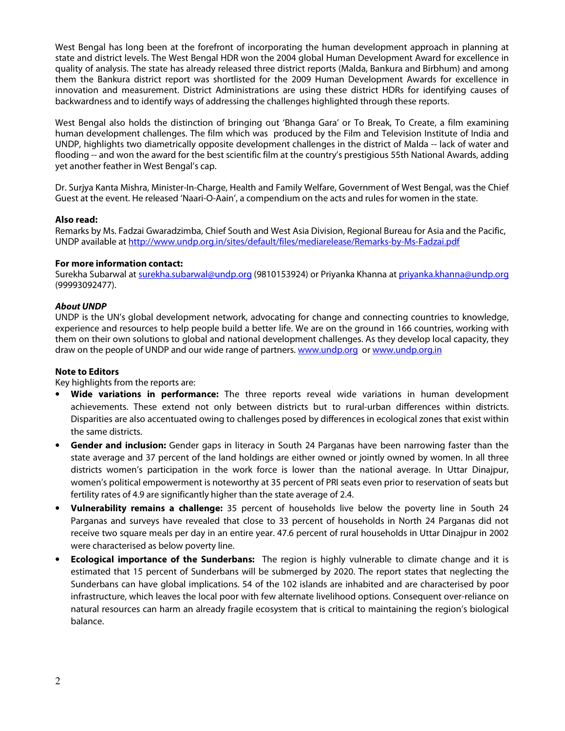West Bengal has long been at the forefront of incorporating the human development approach in planning at state and district levels. The West Bengal HDR won the 2004 global Human Development Award for excellence in quality of analysis. The state has already released three district reports (Malda, Bankura and Birbhum) and among them the Bankura district report was shortlisted for the 2009 Human Development Awards for excellence in innovation and measurement. District Administrations are using these district HDRs for identifying causes of backwardness and to identify ways of addressing the challenges highlighted through these reports.

West Bengal also holds the distinction of bringing out 'Bhanga Gara' or To Break, To Create, a film examining human development challenges. The film which was produced by the Film and Television Institute of India and UNDP, highlights two diametrically opposite development challenges in the district of Malda -- lack of water and flooding -- and won the award for the best scientific film at the country's prestigious 55th National Awards, adding yet another feather in West Bengal's cap.

Dr. Surjya Kanta Mishra, Minister-In-Charge, Health and Family Welfare, Government of West Bengal, was the Chief Guest at the event. He released 'Naari-O-Aain', a compendium on the acts and rules for women in the state.

**Also read:**
Remarks by Ms. Fadzai Gwaradzimba, Chief South and West Asia Division, Regional Bureau for Asia and the Pacific, UNDP available at http://www.undp.org.in/sites/default/files/mediarelease/Remarks-by-Ms-Fadzai.pdf

**For more information contact:**
Surekha Subarwal at surekha.subarwal@undp.org (9810153924) or Priyanka Khanna at priyanka.khanna@undp.org (99993092477).

***About UNDP***
UNDP is the UN's global development network, advocating for change and connecting countries to knowledge, experience and resources to help people build a better life. We are on the ground in 166 countries, working with them on their own solutions to global and national development challenges. As they develop local capacity, they draw on the people of UNDP and our wide range of partners. www.undp.org or www.undp.org.in

**Note to Editors**
Key highlights from the reports are:

- **Wide variations in performance:** The three reports reveal wide variations in human development achievements. These extend not only between districts but to rural-urban differences within districts. Disparities are also accentuated owing to challenges posed by differences in ecological zones that exist within the same districts.
- **Gender and inclusion:** Gender gaps in literacy in South 24 Parganas have been narrowing faster than the state average and 37 percent of the land holdings are either owned or jointly owned by women. In all three districts women's participation in the work force is lower than the national average. In Uttar Dinajpur, women's political empowerment is noteworthy at 35 percent of PRI seats even prior to reservation of seats but fertility rates of 4.9 are significantly higher than the state average of 2.4.
- **Vulnerability remains a challenge:** 35 percent of households live below the poverty line in South 24 Parganas and surveys have revealed that close to 33 percent of households in North 24 Parganas did not receive two square meals per day in an entire year. 47.6 percent of rural households in Uttar Dinajpur in 2002 were characterised as below poverty line.
- **Ecological importance of the Sunderbans:** The region is highly vulnerable to climate change and it is estimated that 15 percent of Sunderbans will be submerged by 2020. The report states that neglecting the Sunderbans can have global implications. 54 of the 102 islands are inhabited and are characterised by poor infrastructure, which leaves the local poor with few alternate livelihood options. Consequent over-reliance on natural resources can harm an already fragile ecosystem that is critical to maintaining the region's biological balance.